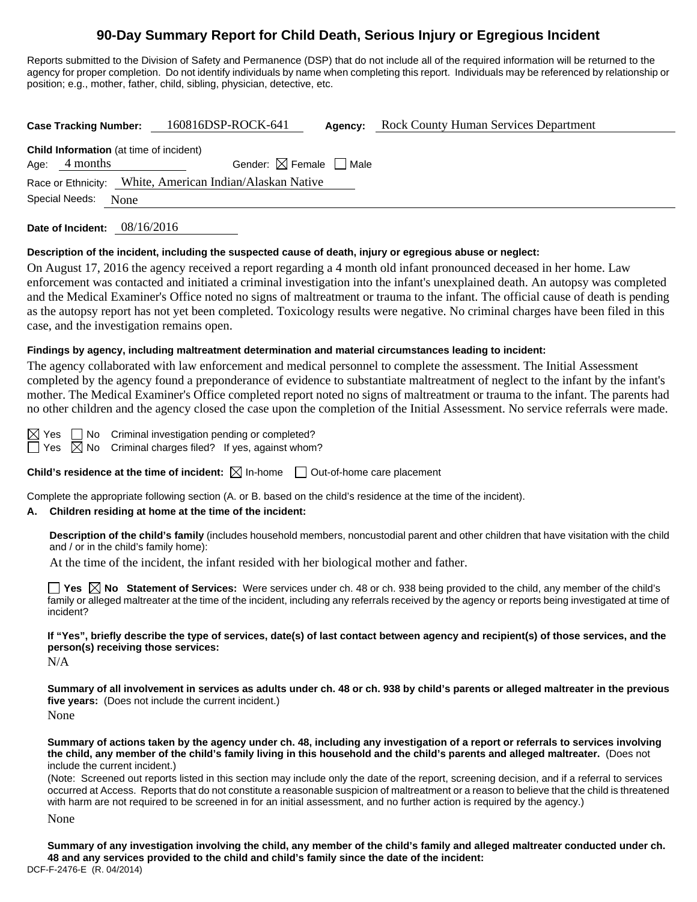# 90-Day Summary Report for Child Death, Serious Injury or Egregious Incident

Reports submitted to the Division of Safety and Permanence (DSP) that do not include all of the required information will be returned to the agency for proper completion. Do not identify individuals by name when completing this report. Individuals may be referenced by relationship or position; e.g., mother, father, child, sibling, physician, detective, etc.

**Case Tracking Number:** 160816DSP-ROCK-641 **Agency:** Rock County Human Services Department

**Child Information** (at time of incident)
Age: 4 months Gender: ☒ Female ☐ Male
Race or Ethnicity: White, American Indian/Alaskan Native
Special Needs: None

**Date of Incident:** 08/16/2016

**Description of the incident, including the suspected cause of death, injury or egregious abuse or neglect:**

On August 17, 2016 the agency received a report regarding a 4 month old infant pronounced deceased in her home. Law enforcement was contacted and initiated a criminal investigation into the infant's unexplained death. An autopsy was completed and the Medical Examiner's Office noted no signs of maltreatment or trauma to the infant. The official cause of death is pending as the autopsy report has not yet been completed. Toxicology results were negative. No criminal charges have been filed in this case, and the investigation remains open.

**Findings by agency, including maltreatment determination and material circumstances leading to incident:**

The agency collaborated with law enforcement and medical personnel to complete the assessment. The Initial Assessment completed by the agency found a preponderance of evidence to substantiate maltreatment of neglect to the infant by the infant's mother. The Medical Examiner's Office completed report noted no signs of maltreatment or trauma to the infant. The parents had no other children and the agency closed the case upon the completion of the Initial Assessment. No service referrals were made.

☒ Yes ☐ No Criminal investigation pending or completed?
☐ Yes ☒ No Criminal charges filed? If yes, against whom?

**Child's residence at the time of incident:** ☒ In-home ☐ Out-of-home care placement

Complete the appropriate following section (A. or B. based on the child's residence at the time of the incident).

**A. Children residing at home at the time of the incident:**

**Description of the child's family** (includes household members, noncustodial parent and other children that have visitation with the child and / or in the child's family home):

At the time of the incident, the infant resided with her biological mother and father.

☐ **Yes** ☒ **No Statement of Services:** Were services under ch. 48 or ch. 938 being provided to the child, any member of the child's family or alleged maltreater at the time of the incident, including any referrals received by the agency or reports being investigated at time of incident?

**If "Yes", briefly describe the type of services, date(s) of last contact between agency and recipient(s) of those services, and the person(s) receiving those services:**

N/A

**Summary of all involvement in services as adults under ch. 48 or ch. 938 by child's parents or alleged maltreater in the previous five years:** (Does not include the current incident.)

None

**Summary of actions taken by the agency under ch. 48, including any investigation of a report or referrals to services involving the child, any member of the child's family living in this household and the child's parents and alleged maltreater.** (Does not include the current incident.)

(Note: Screened out reports listed in this section may include only the date of the report, screening decision, and if a referral to services occurred at Access. Reports that do not constitute a reasonable suspicion of maltreatment or a reason to believe that the child is threatened with harm are not required to be screened in for an initial assessment, and no further action is required by the agency.)

None

**Summary of any investigation involving the child, any member of the child's family and alleged maltreater conducted under ch. 48 and any services provided to the child and child's family since the date of the incident:**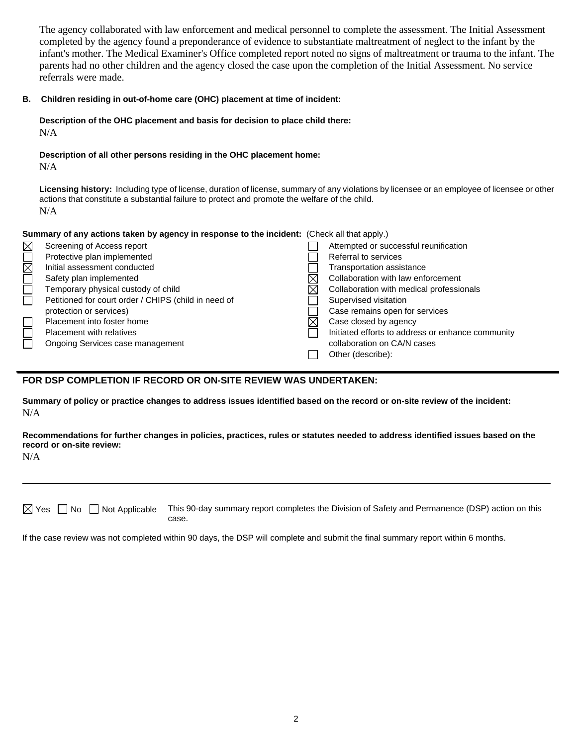The agency collaborated with law enforcement and medical personnel to complete the assessment. The Initial Assessment completed by the agency found a preponderance of evidence to substantiate maltreatment of neglect to the infant by the infant's mother. The Medical Examiner's Office completed report noted no signs of maltreatment or trauma to the infant. The parents had no other children and the agency closed the case upon the completion of the Initial Assessment. No service referrals were made.

**B. Children residing in out-of-home care (OHC) placement at time of incident:**

**Description of the OHC placement and basis for decision to place child there:**
N/A

**Description of all other persons residing in the OHC placement home:**
N/A

**Licensing history:** Including type of license, duration of license, summary of any violations by licensee or an employee of licensee or other actions that constitute a substantial failure to protect and promote the welfare of the child.
N/A

**Summary of any actions taken by agency in response to the incident:** (Check all that apply.)

- ☒ Screening of Access report
- ☐ Protective plan implemented
- ☒ Initial assessment conducted
- ☐ Safety plan implemented
- ☐ Temporary physical custody of child
- ☐ Petitioned for court order / CHIPS (child in need of protection or services)
- ☐ Placement into foster home
- ☐ Placement with relatives
- ☐ Ongoing Services case management
- ☐ Attempted or successful reunification
- ☐ Referral to services
- ☐ Transportation assistance
- ☒ Collaboration with law enforcement
- ☒ Collaboration with medical professionals
- ☐ Supervised visitation
- ☐ Case remains open for services
- ☒ Case closed by agency
- ☐ Initiated efforts to address or enhance community collaboration on CA/N cases
- ☐ Other (describe):

---

## FOR DSP COMPLETION IF RECORD OR ON-SITE REVIEW WAS UNDERTAKEN:

**Summary of policy or practice changes to address issues identified based on the record or on-site review of the incident:**
N/A

**Recommendations for further changes in policies, practices, rules or statutes needed to address identified issues based on the record or on-site review:**
N/A

---

☒ Yes ☐ No ☐ Not Applicable This 90-day summary report completes the Division of Safety and Permanence (DSP) action on this case.

If the case review was not completed within 90 days, the DSP will complete and submit the final summary report within 6 months.